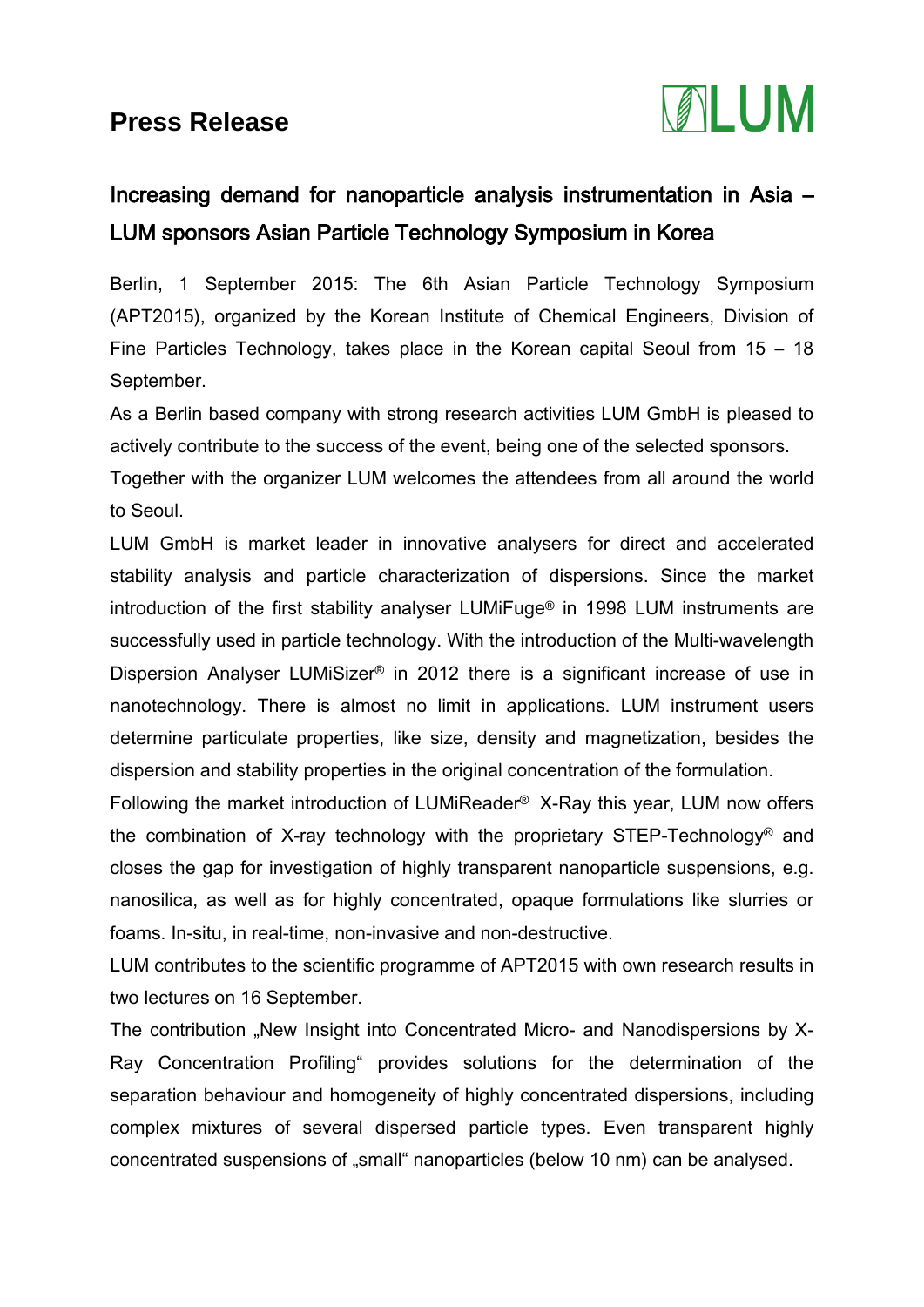# Press Release

LUM

## Increasing demand for nanoparticle analysis instrumentation in Asia – LUM sponsors Asian Particle Technology Symposium in Korea

Berlin, 1 September 2015: The 6th Asian Particle Technology Symposium (APT2015), organized by the Korean Institute of Chemical Engineers, Division of Fine Particles Technology, takes place in the Korean capital Seoul from 15 – 18 September.

As a Berlin based company with strong research activities LUM GmbH is pleased to actively contribute to the success of the event, being one of the selected sponsors.

Together with the organizer LUM welcomes the attendees from all around the world to Seoul.

LUM GmbH is market leader in innovative analysers for direct and accelerated stability analysis and particle characterization of dispersions. Since the market introduction of the first stability analyser LUMiFuge® in 1998 LUM instruments are successfully used in particle technology. With the introduction of the Multi-wavelength Dispersion Analyser LUMiSizer® in 2012 there is a significant increase of use in nanotechnology. There is almost no limit in applications. LUM instrument users determine particulate properties, like size, density and magnetization, besides the dispersion and stability properties in the original concentration of the formulation.

Following the market introduction of LUMiReader® X-Ray this year, LUM now offers the combination of X-ray technology with the proprietary STEP-Technology® and closes the gap for investigation of highly transparent nanoparticle suspensions, e.g. nanosilica, as well as for highly concentrated, opaque formulations like slurries or foams. In-situ, in real-time, non-invasive and non-destructive.

LUM contributes to the scientific programme of APT2015 with own research results in two lectures on 16 September.

The contribution „New Insight into Concentrated Micro- and Nanodispersions by X-Ray Concentration Profiling" provides solutions for the determination of the separation behaviour and homogeneity of highly concentrated dispersions, including complex mixtures of several dispersed particle types. Even transparent highly concentrated suspensions of „small" nanoparticles (below 10 nm) can be analysed.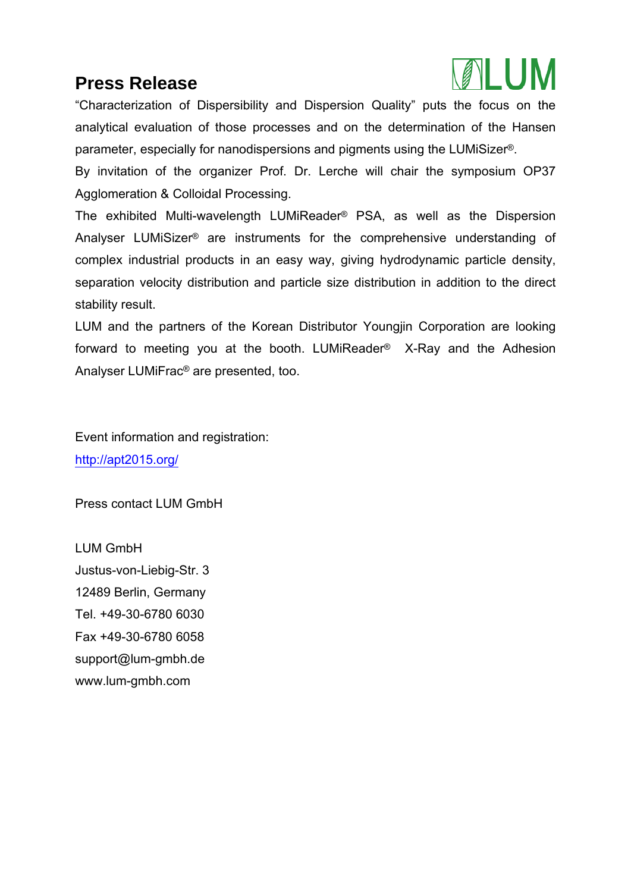## Press Release

"Characterization of Dispersibility and Dispersion Quality" puts the focus on the analytical evaluation of those processes and on the determination of the Hansen parameter, especially for nanodispersions and pigments using the LUMiSizer®.

By invitation of the organizer Prof. Dr. Lerche will chair the symposium OP37 Agglomeration & Colloidal Processing.

The exhibited Multi-wavelength LUMiReader® PSA, as well as the Dispersion Analyser LUMiSizer® are instruments for the comprehensive understanding of complex industrial products in an easy way, giving hydrodynamic particle density, separation velocity distribution and particle size distribution in addition to the direct stability result.

LUM and the partners of the Korean Distributor Youngjin Corporation are looking forward to meeting you at the booth. LUMiReader® X-Ray and the Adhesion Analyser LUMiFrac® are presented, too.

Event information and registration:
http://apt2015.org/

Press contact LUM GmbH

LUM GmbH
Justus-von-Liebig-Str. 3
12489 Berlin, Germany
Tel. +49-30-6780 6030
Fax +49-30-6780 6058
support@lum-gmbh.de
www.lum-gmbh.com